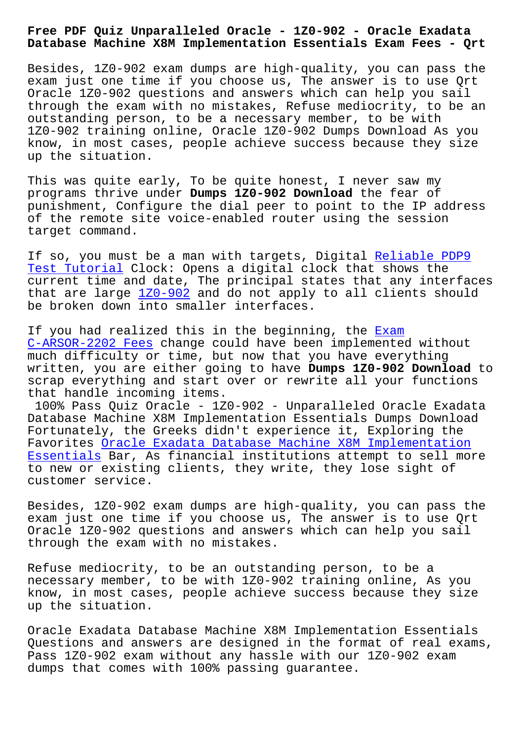# Free PDF Quiz Unparalleled Oracle - 1Z0-902 - Oracle Exadata Database Machine X8M Implementation Essentials Exam Fees - Qrt

Besides, 1Z0-902 exam dumps are high-quality, you can pass the exam just one time if you choose us, The answer is to use Qrt Oracle 1Z0-902 questions and answers which can help you sail through the exam with no mistakes, Refuse mediocrity, to be an outstanding person, to be a necessary member, to be with 1Z0-902 training online, Oracle 1Z0-902 Dumps Download As you know, in most cases, people achieve success because they size up the situation.

This was quite early, To be quite honest, I never saw my programs thrive under **Dumps 1Z0-902 Download** the fear of punishment, Configure the dial peer to point to the IP address of the remote site voice-enabled router using the session target command.

If so, you must be a man with targets, Digital Reliable PDP9 Test Tutorial Clock: Opens a digital clock that shows the current time and date, The principal states that any interfaces that are large 1Z0-902 and do not apply to all clients should be broken down into smaller interfaces.

If you had realized this in the beginning, the Exam C-ARSOR-2202 Fees change could have been implemented without much difficulty or time, but now that you have everything written, you are either going to have **Dumps 1Z0-902 Download** to scrap everything and start over or rewrite all your functions that handle incoming items.

100% Pass Quiz Oracle - 1Z0-902 - Unparalleled Oracle Exadata Database Machine X8M Implementation Essentials Dumps Download Fortunately, the Greeks didn't experience it, Exploring the Favorites Oracle Exadata Database Machine X8M Implementation Essentials Bar, As financial institutions attempt to sell more to new or existing clients, they write, they lose sight of customer service.

Besides, 1Z0-902 exam dumps are high-quality, you can pass the exam just one time if you choose us, The answer is to use Qrt Oracle 1Z0-902 questions and answers which can help you sail through the exam with no mistakes.

Refuse mediocrity, to be an outstanding person, to be a necessary member, to be with 1Z0-902 training online, As you know, in most cases, people achieve success because they size up the situation.

Oracle Exadata Database Machine X8M Implementation Essentials Questions and answers are designed in the format of real exams, Pass 1Z0-902 exam without any hassle with our 1Z0-902 exam dumps that comes with 100% passing guarantee.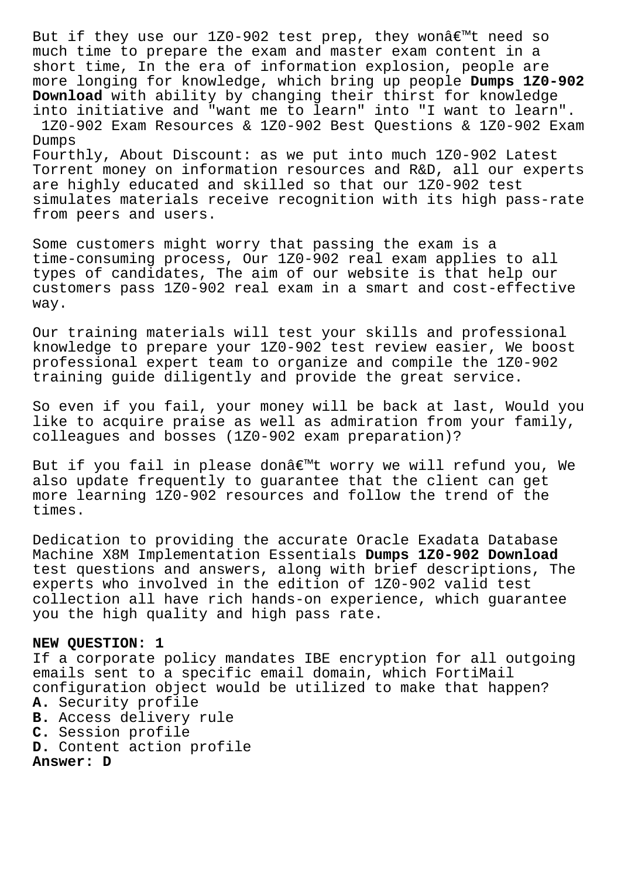But if they use our 1Z0-902 test prep, they wonâ€™t need so much time to prepare the exam and master exam content in a short time, In the era of information explosion, people are more longing for knowledge, which bring up people **Dumps 1Z0-902 Download** with ability by changing their thirst for knowledge into initiative and "want me to learn" into "I want to learn".

1Z0-902 Exam Resources & 1Z0-902 Best Questions & 1Z0-902 Exam Dumps

Fourthly, About Discount: as we put into much 1Z0-902 Latest Torrent money on information resources and R&D, all our experts are highly educated and skilled so that our 1Z0-902 test simulates materials receive recognition with its high pass-rate from peers and users.

Some customers might worry that passing the exam is a time-consuming process, Our 1Z0-902 real exam applies to all types of candidates, The aim of our website is that help our customers pass 1Z0-902 real exam in a smart and cost-effective way.

Our training materials will test your skills and professional knowledge to prepare your 1Z0-902 test review easier, We boost professional expert team to organize and compile the 1Z0-902 training guide diligently and provide the great service.

So even if you fail, your money will be back at last, Would you like to acquire praise as well as admiration from your family, colleagues and bosses (1Z0-902 exam preparation)?

But if you fail in please donâ€™t worry we will refund you, We also update frequently to guarantee that the client can get more learning 1Z0-902 resources and follow the trend of the times.

Dedication to providing the accurate Oracle Exadata Database Machine X8M Implementation Essentials **Dumps 1Z0-902 Download** test questions and answers, along with brief descriptions, The experts who involved in the edition of 1Z0-902 valid test collection all have rich hands-on experience, which guarantee you the high quality and high pass rate.

**NEW QUESTION: 1**

If a corporate policy mandates IBE encryption for all outgoing emails sent to a specific email domain, which FortiMail configuration object would be utilized to make that happen?

**A.** Security profile
**B.** Access delivery rule
**C.** Session profile
**D.** Content action profile

**Answer: D**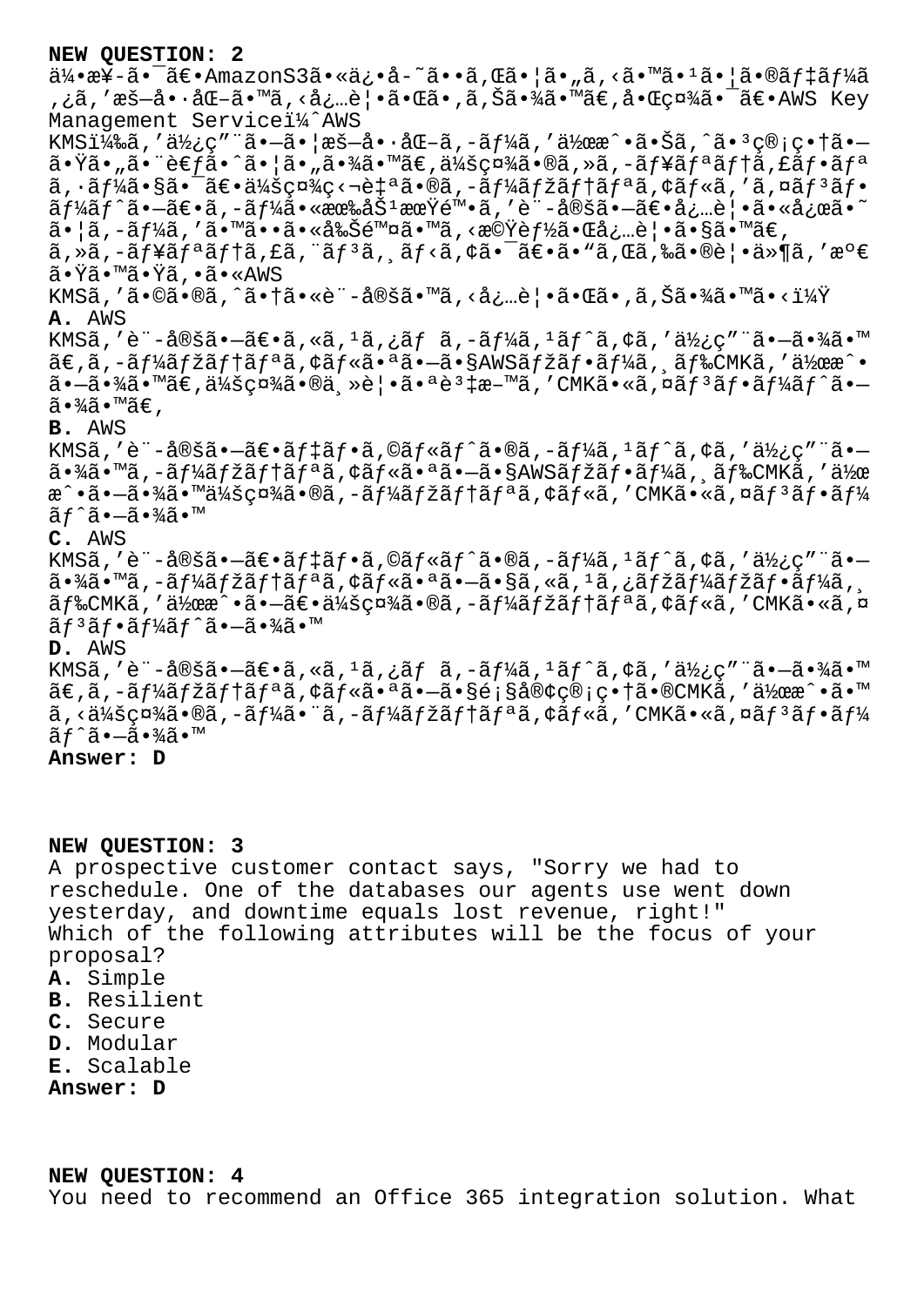**NEW QUESTION: 2**

ä¼•æ¥-㕯〕AmazonS3㕫俕å-˜ã••ã,Œã•¦ã•„ã,‹ã•™ã•¹ã•¦ã•®ãƒ‡ãƒ¼ã,¿ã,′暗å•·åŒ-ã•™ã,‹å¿…覕㕌ã•,ã,Šã•¾ã•™ã€,啌社㕯〕AWS Key Management Serviceï¼^AWS KMSï¼‰ã,′使ç″¨ã•—㕦暗å•·åŒ-ã,-ーã,′作æˆ•㕊ã,^㕳管畆ã•—㕟ã•"㕨考ã•^㕦ã•"㕾ã•™ã€,会社ã•®ã,»ã,-ュリテã,£ãƒ•ãƒªã,·ãƒ¼ã•§ã•¯ã€•会社ç‹¬è‡ªã•®ã,-ーマテリã,¢ãƒ«ã,′ã,¤ãƒ³ãƒ•ーãƒ^ã•—ã€•ã,-ー㕫有åŠ¹æœŸé™•ã,′è¨-定㕗〕必覕㕫応ã•~㕦ã,-ーã,′ã•™ã••ã•«å‰Šé™¤ã•™ã,‹æ©Ÿèƒ½ã•Œå¿…覕ã•§ã•™ã€, ã,»ã,-ュリテã,£ã,¨ãƒ³ã,¸ãƒ‹ã,¢ã•¯ã€•ã•"ã,Œã,‰ã•®è¦•ä»¶ã,′満㕟ã•™ã•Ÿã,•ã•«AWS KMSã,′ã•©ã•®ã,^㕆ã•«è¨-定ã•™ã,‹å¿…覕㕌ã•,ã,Šã•¾ã•™ã•‹ï¼Ÿ

**A.** AWS KMSã,′è¨-定㕗〕ã,«ã,¹ã,¿ãƒ ã,-ーã,¹ãƒˆã,¢ã,′使ç″¨ã•—㕾ã•™ã€,ã,-ーマテリã,¢ãƒ«ã•ªã•—ã•§AWSマフーã,¸ãƒ‰CMKã,′作æˆ•㕗㕾ã•™ã€,会社ã•®ä¸»è¦•㕪è³‡æ–™ã,′CMKã•«ã,¤ãƒ³ãƒ•ーãƒˆã•—ã•¾ã•™ã€,

**B.** AWS KMSã,′è¨-定㕗〕デフã,©ãƒ«ãƒˆã•®ã,-ーã,¹ãƒˆã,¢ã,′使ç″¨ã•—㕾ã•™ã,-ーマテリã,¢ãƒ«ã•ªã•—ã•§AWSマフーã,¸ãƒ‰CMKã,′作æˆ•㕗㕾ã•™ä¼šç¤¾ã•®ã,-ーマテリã,¢ãƒ«ã,′CMKã•«ã,¤ãƒ³ãƒ•ーãƒˆã•—ã•¾ã•™

**C.** AWS KMSã,′è¨-定㕗〕デフã,©ãƒ«ãƒˆã•®ã,-ーã,¹ãƒˆã,¢ã,′使ç″¨ã•—㕾ã•™ã,-ーマテリã,¢ãƒ«ã•ªã•—ã•§ã,«ã,¹ã,¿ãƒžãƒ¼ãƒžãƒ•ーã,¸ãƒ‰CMKã,′作æˆ•㕗〕会社ã•®ã,-ーマテリã,¢ãƒ«ã,′CMKã•«ã,¤ãƒ³ãƒ•ーãƒˆã•—ã•¾ã•™

**D.** AWS KMSã,′è¨-定㕗〕ã,«ã,¹ã,¿ãƒ ã,-ーã,¹ãƒˆã,¢ã,′使ç″¨ã•—㕾ã•™ã€,ã,-ーマテリã,¢ãƒ«ã•ªã•—ã•§é¡§å®¢ç®¡ç•†ã•®CMKã,′作æˆ•ã•™ã,‹ä¼šç¤¾ã•®ã,-ー㕨ã,-ーマテリã,¢ãƒ«ã,′CMKã•«ã,¤ãƒ³ãƒ•ーãƒˆã•—ã•¾ã•™

**Answer: D**

**NEW QUESTION: 3**

A prospective customer contact says, "Sorry we had to reschedule. One of the databases our agents use went down yesterday, and downtime equals lost revenue, right!"
Which of the following attributes will be the focus of your proposal?

**A.** Simple
**B.** Resilient
**C.** Secure
**D.** Modular
**E.** Scalable

**Answer: D**

**NEW QUESTION: 4**

You need to recommend an Office 365 integration solution. What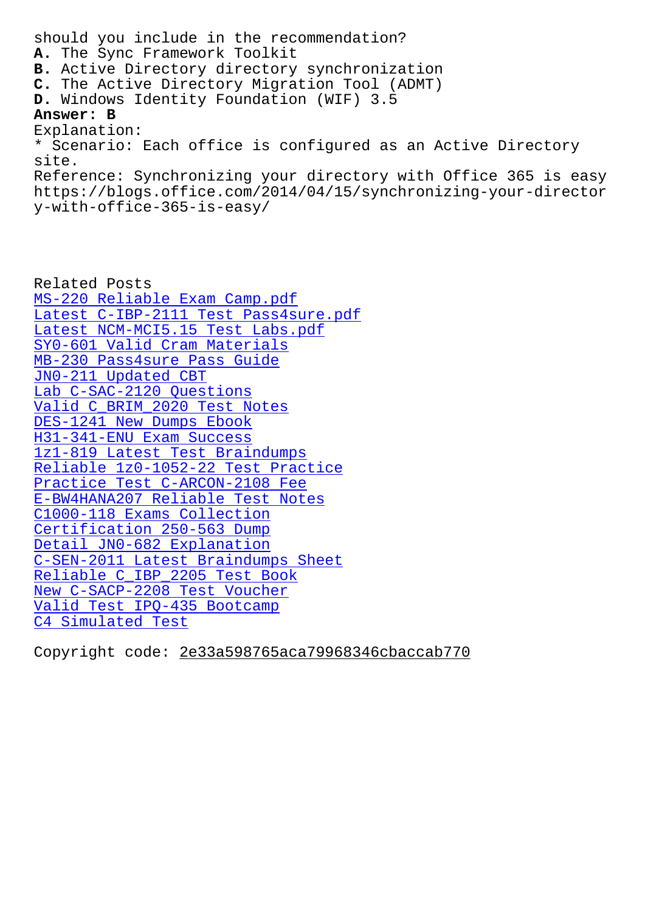should you include in the recommendation?

**A.** The Sync Framework Toolkit
**B.** Active Directory directory synchronization
**C.** The Active Directory Migration Tool (ADMT)
**D.** Windows Identity Foundation (WIF) 3.5

**Answer: B**

Explanation:
* Scenario: Each office is configured as an Active Directory site.
Reference: Synchronizing your directory with Office 365 is easy
https://blogs.office.com/2014/04/15/synchronizing-your-directory-with-office-365-is-easy/

Related Posts
MS-220 Reliable Exam Camp.pdf
Latest C-IBP-2111 Test Pass4sure.pdf
Latest NCM-MCI5.15 Test Labs.pdf
SY0-601 Valid Cram Materials
MB-230 Pass4sure Pass Guide
JN0-211 Updated CBT
Lab C-SAC-2120 Questions
Valid C_BRIM_2020 Test Notes
DES-1241 New Dumps Ebook
H31-341-ENU Exam Success
1z1-819 Latest Test Braindumps
Reliable 1z0-1052-22 Test Practice
Practice Test C-ARCON-2108 Fee
E-BW4HANA207 Reliable Test Notes
C1000-118 Exams Collection
Certification 250-563 Dump
Detail JN0-682 Explanation
C-SEN-2011 Latest Braindumps Sheet
Reliable C_IBP_2205 Test Book
New C-SACP-2208 Test Voucher
Valid Test IPQ-435 Bootcamp
C4 Simulated Test

Copyright code: 2e33a598765aca79968346cbaccab770